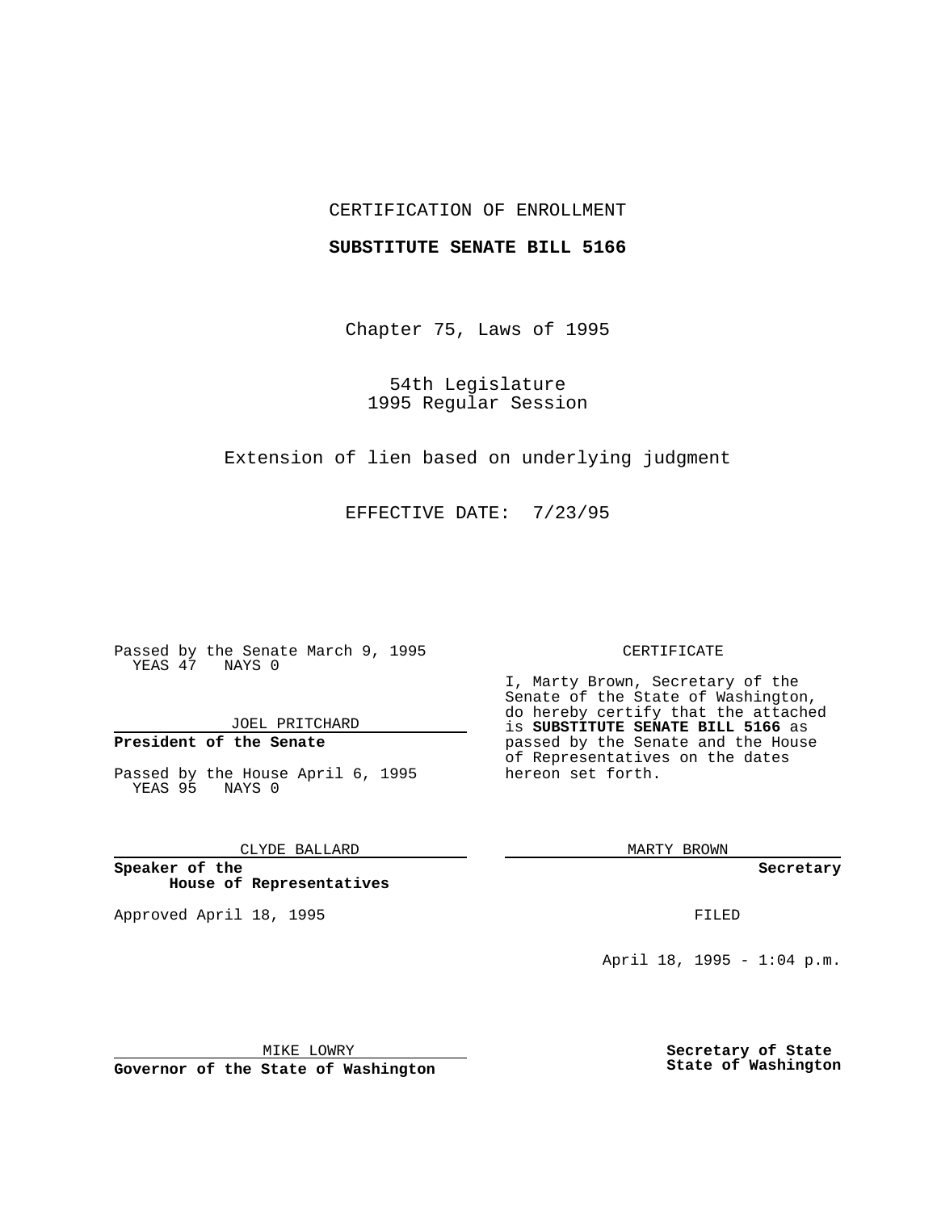CERTIFICATION OF ENROLLMENT

**SUBSTITUTE SENATE BILL 5166**

Chapter 75, Laws of 1995

54th Legislature
1995 Regular Session

Extension of lien based on underlying judgment

EFFECTIVE DATE: 7/23/95

Passed by the Senate March 9, 1995
YEAS 47 NAYS 0

JOEL PRITCHARD

**President of the Senate**

Passed by the House April 6, 1995
YEAS 95 NAYS 0

CLYDE BALLARD

**Speaker of the House of Representatives**

Approved April 18, 1995

MIKE LOWRY

**Governor of the State of Washington**

CERTIFICATE

I, Marty Brown, Secretary of the Senate of the State of Washington, do hereby certify that the attached is **SUBSTITUTE SENATE BILL 5166** as passed by the Senate and the House of Representatives on the dates hereon set forth.

MARTY BROWN

**Secretary**

FILED

April 18, 1995 - 1:04 p.m.

**Secretary of State State of Washington**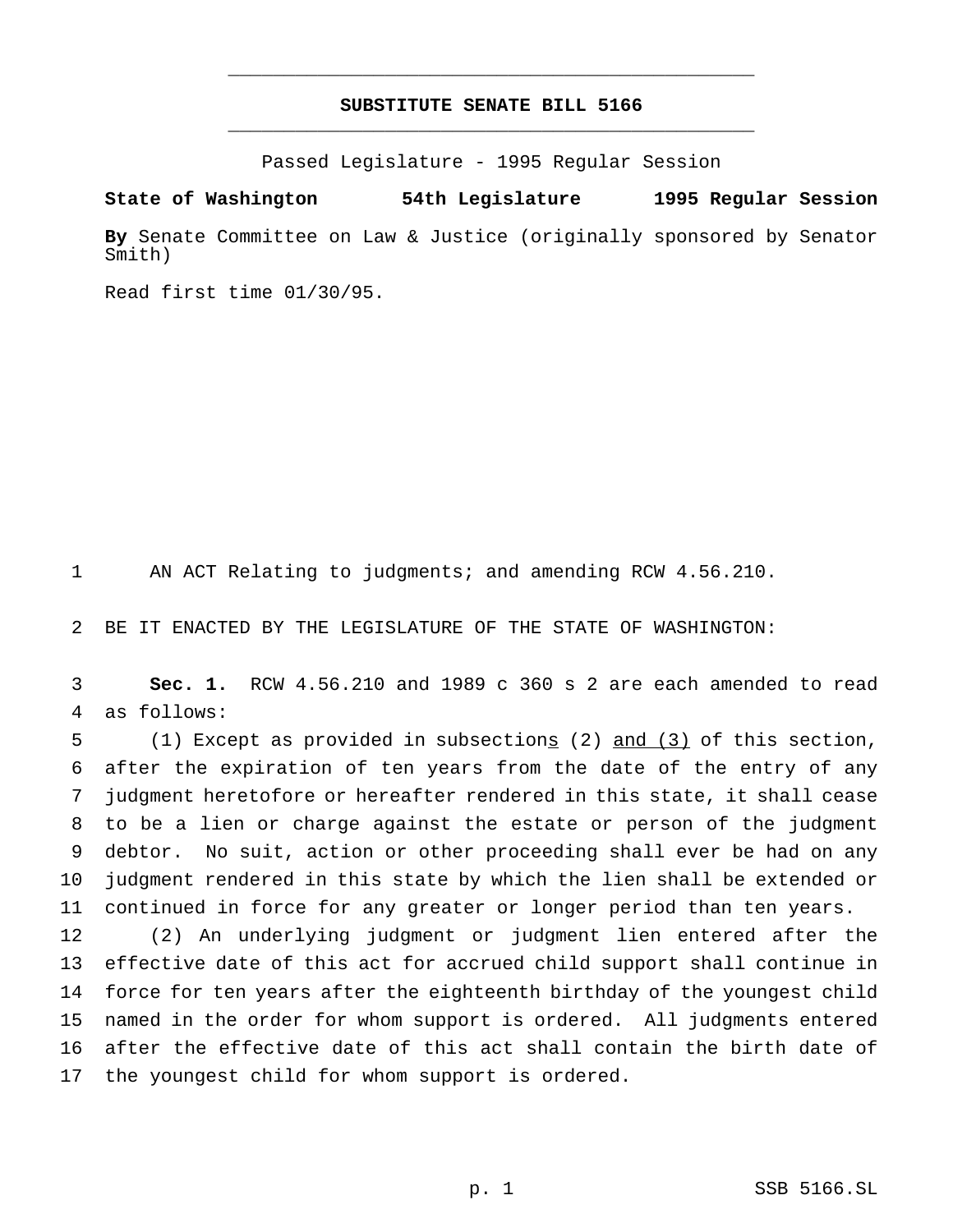# SUBSTITUTE SENATE BILL 5166

Passed Legislature - 1995 Regular Session

**State of Washington 54th Legislature 1995 Regular Session**

**By** Senate Committee on Law & Justice (originally sponsored by Senator Smith)

Read first time 01/30/95.

1 AN ACT Relating to judgments; and amending RCW 4.56.210.

2 BE IT ENACTED BY THE LEGISLATURE OF THE STATE OF WASHINGTON:

3 **Sec. 1.** RCW 4.56.210 and 1989 c 360 s 2 are each amended to read
4 as follows:

5 (1) Except as provided in subsections (2) and (3) of this section,
6 after the expiration of ten years from the date of the entry of any
7 judgment heretofore or hereafter rendered in this state, it shall cease
8 to be a lien or charge against the estate or person of the judgment
9 debtor. No suit, action or other proceeding shall ever be had on any
10 judgment rendered in this state by which the lien shall be extended or
11 continued in force for any greater or longer period than ten years.

12 (2) An underlying judgment or judgment lien entered after the
13 effective date of this act for accrued child support shall continue in
14 force for ten years after the eighteenth birthday of the youngest child
15 named in the order for whom support is ordered. All judgments entered
16 after the effective date of this act shall contain the birth date of
17 the youngest child for whom support is ordered.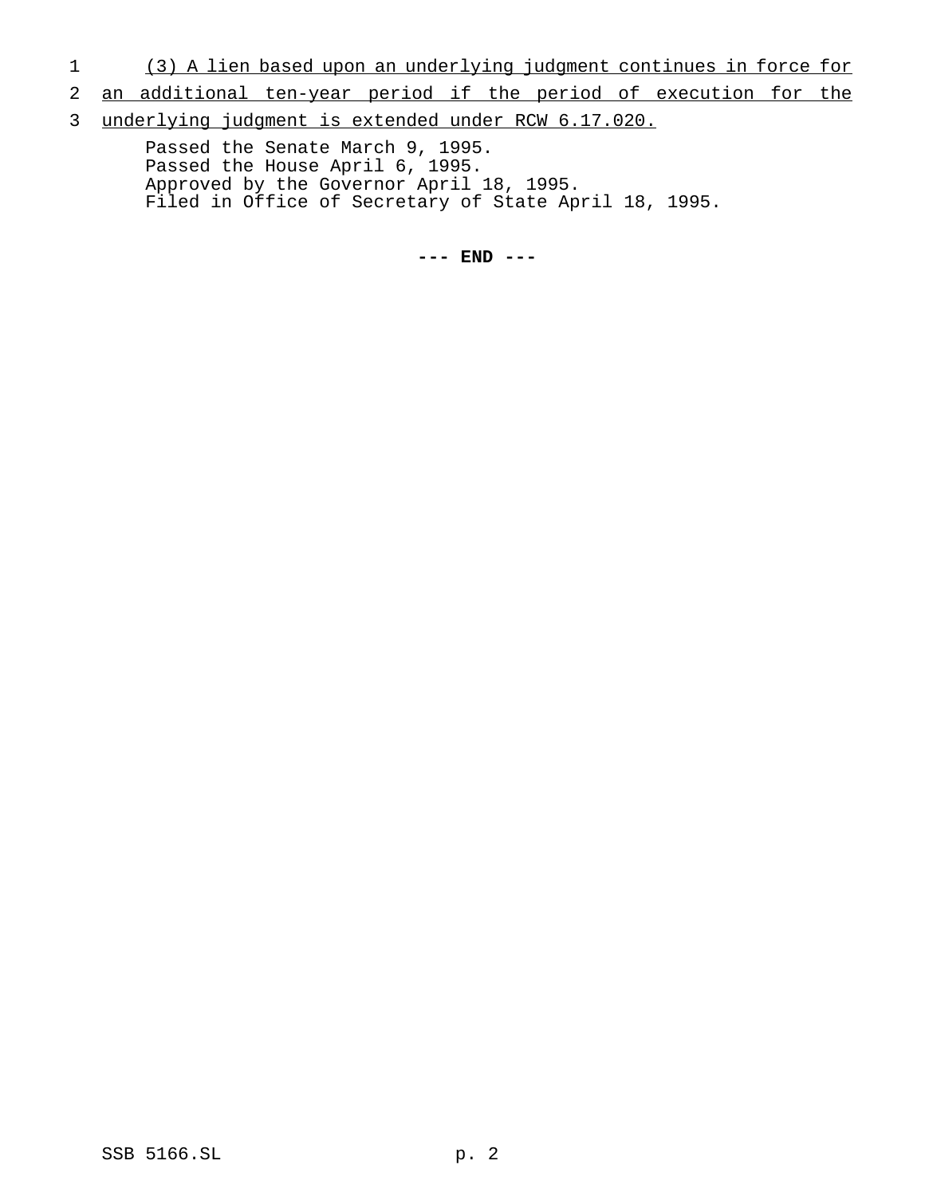(3) A lien based upon an underlying judgment continues in force for an additional ten-year period if the period of execution for the underlying judgment is extended under RCW 6.17.020.

Passed the Senate March 9, 1995.
Passed the House April 6, 1995.
Approved by the Governor April 18, 1995.
Filed in Office of Secretary of State April 18, 1995.

**--- END ---**